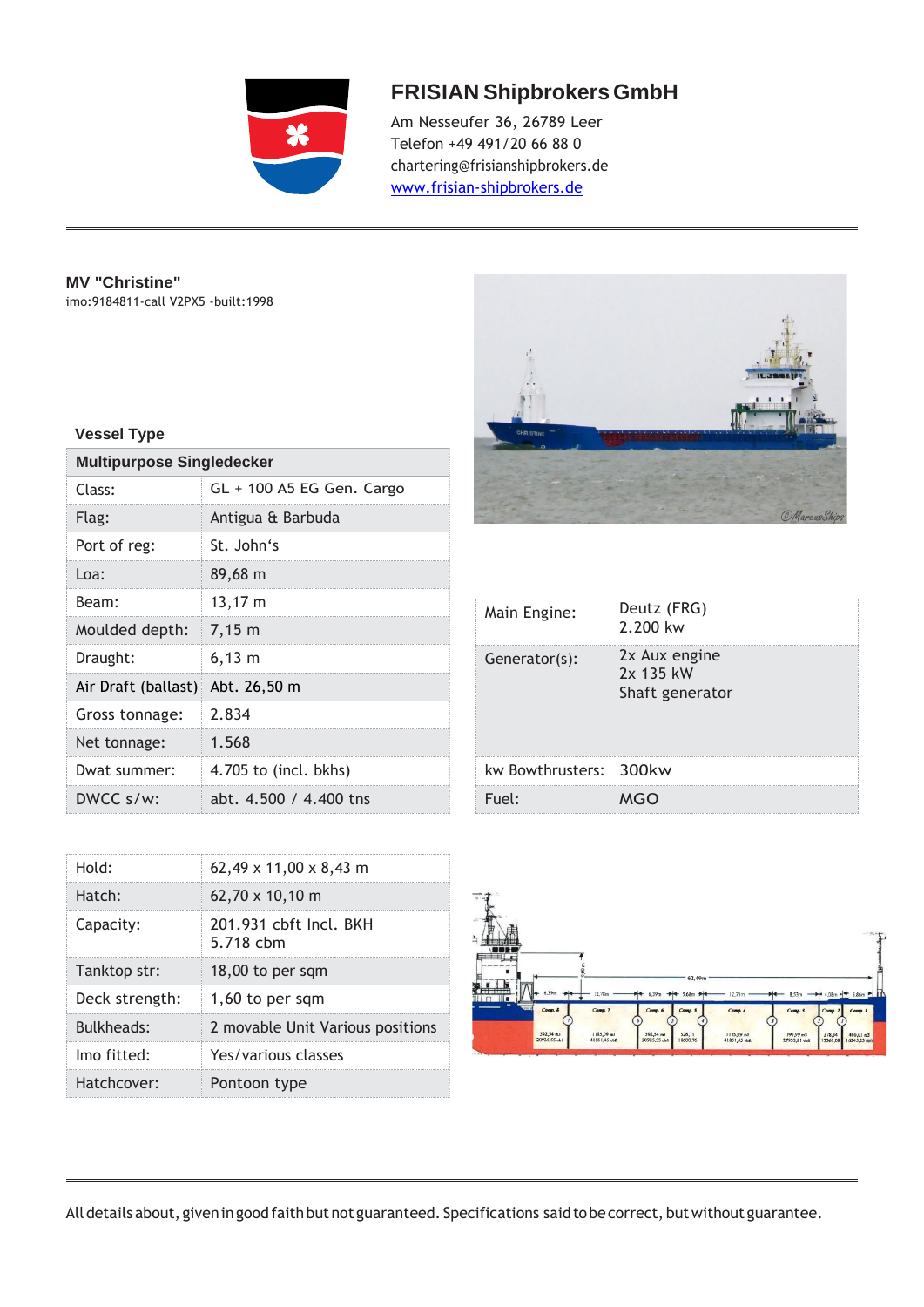## FRISIAN Shipbrokers GmbH

Am Nesseufer 36, 26789 Leer
Telefon +49 491/20 66 88 0
chartering@frisianshipbrokers.de
www.frisian-shipbrokers.de

---

**MV "Christine"**
imo:9184811-call V2PX5 -built:1998

**Vessel Type**

| Multipurpose Singledecker | |
|---|---|
| Class: | GL + 100 A5 EG Gen. Cargo |
| Flag: | Antigua & Barbuda |
| Port of reg: | St. John's |
| Loa: | 89,68 m |
| Beam: | 13,17 m |
| Moulded depth: | 7,15 m |
| Draught: | 6,13 m |
| Air Draft (ballast) | Abt. 26,50 m |
| Gross tonnage: | 2.834 |
| Net tonnage: | 1.568 |
| Dwat summer: | 4.705 to (incl. bkhs) |
| DWCC s/w: | abt. 4.500 / 4.400 tns |

| Main Engine: | Deutz (FRG)<br>2.200 kw |
|---|---|
| Generator(s): | 2x Aux engine<br>2x 135 kW<br>Shaft generator |
| kw Bowthrusters: | 300kw |
| Fuel: | MGO |

| Hold: | 62,49 x 11,00 x 8,43 m |
|---|---|
| Hatch: | 62,70 x 10,10 m |
| Capacity: | 201.931 cbft Incl. BKH<br>5.718 cbm |
| Tanktop str: | 18,00 to per sqm |
| Deck strength: | 1,60 to per sqm |
| Bulkheads: | 2 movable Unit Various positions |
| Imo fitted: | Yes/various classes |
| Hatchcover: | Pontoon type |

---

All details about, given in good faith but not guaranteed. Specifications said to be correct, but without guarantee.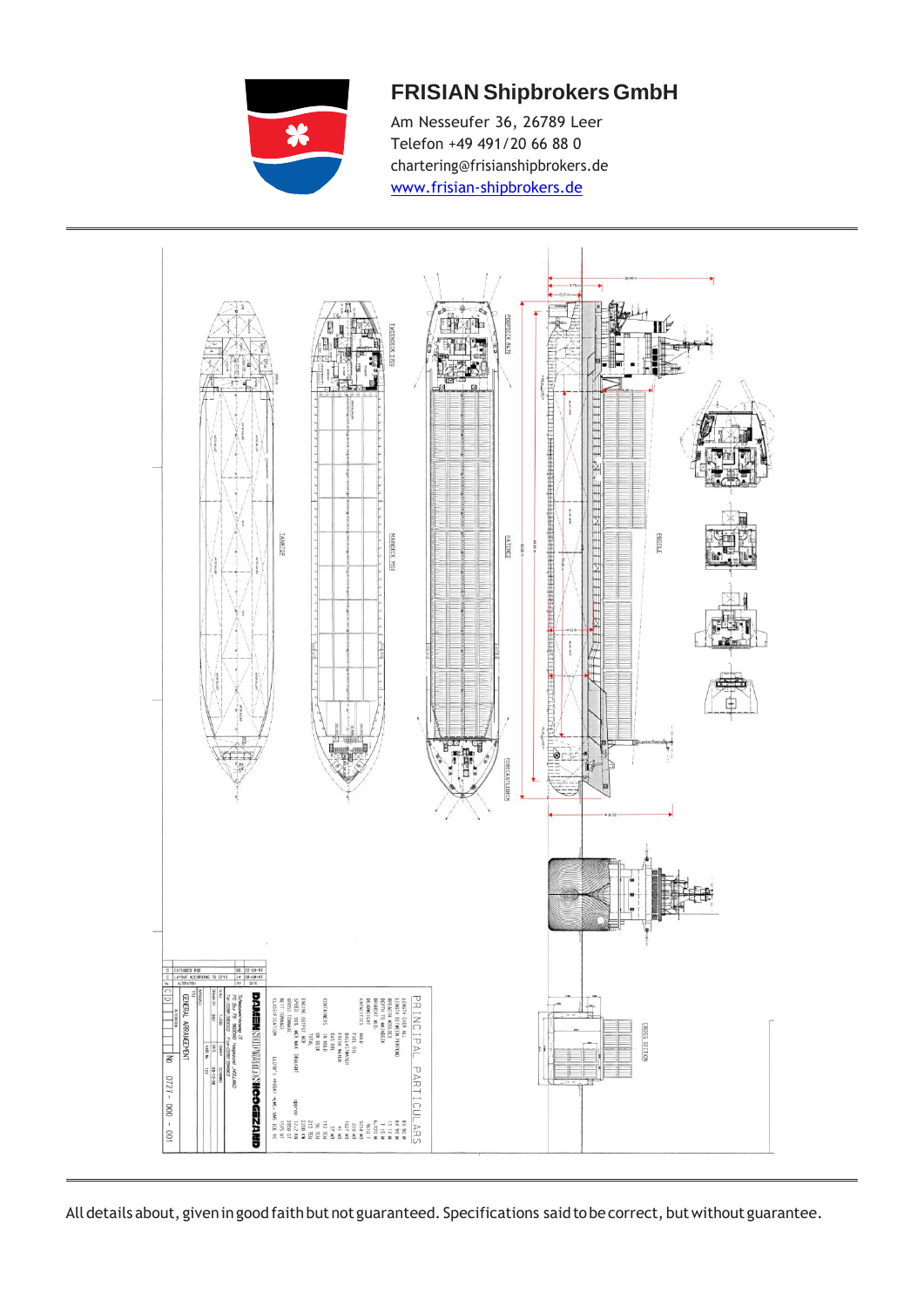# FRISIAN Shipbrokers GmbH

Am Nesseufer 36, 26789 Leer
Telefon +49 491/20 66 88 0
chartering@frisianshipbrokers.de
www.frisian-shipbrokers.de

All details about, given in good faith but not guaranteed. Specifications said to be correct, but without guarantee.